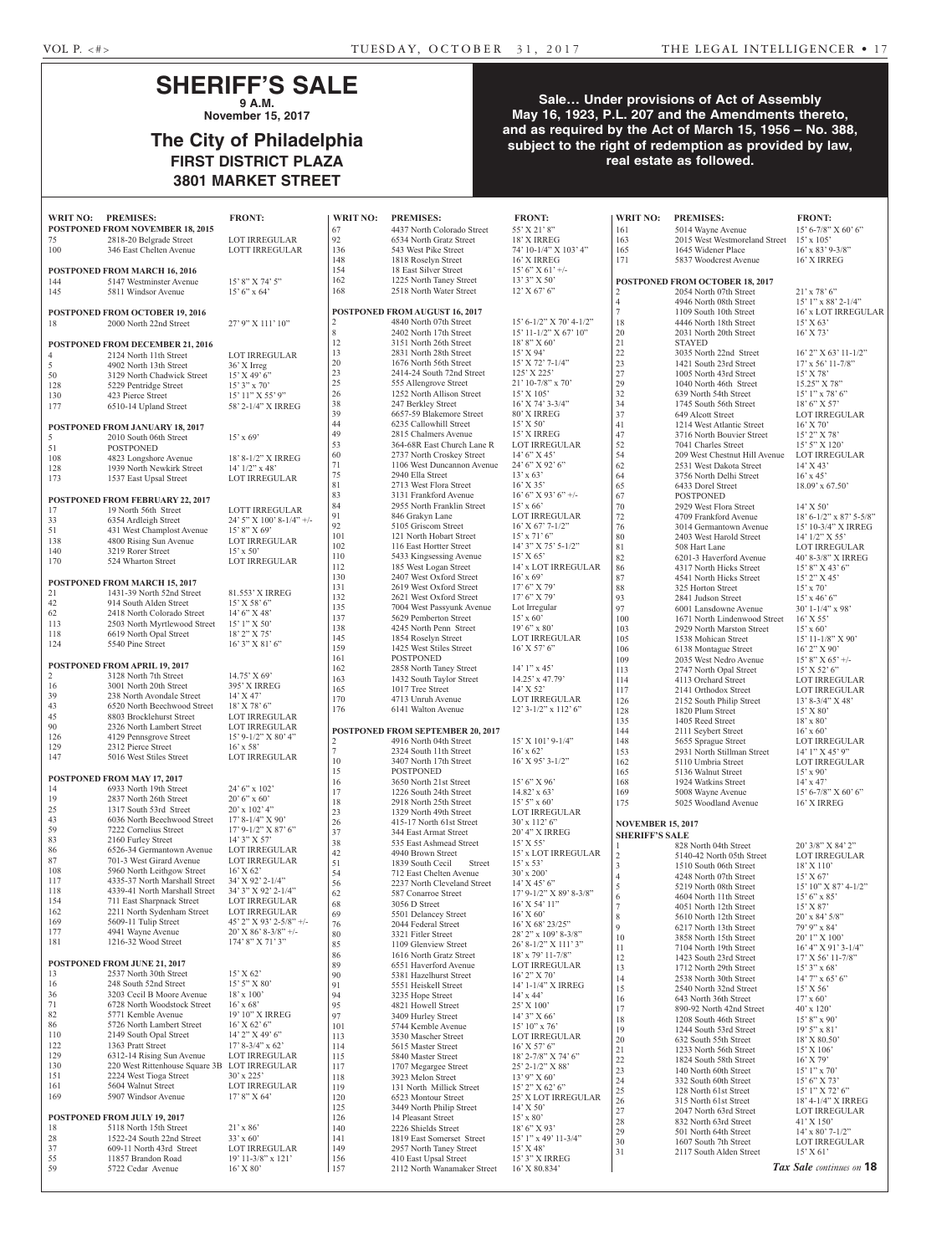# SHERIFF'S SALE

**9 A.M.**

**November 15, 2017**

## The City of Philadelphia

**FIRST DISTRICT PLAZA**

**3801 MARKET STREET**

**Sale… Under provisions of Act of Assembly May 16, 1923, P.L. 207 and the Amendments thereto, and as required by the Act of March 15, 1956 – No. 388, subject to the right of redemption as provided by law, real estate as followed.**

| WRIT NO: | PREMISES: | FRONT: |
|---|---|---|
| **POSTPONED FROM NOVEMBER 18, 2015** | | |
| 75 | 2818-20 Belgrade Street | LOT IRREGULAR |
| 100 | 346 East Chelten Avenue | LOTT IRREGULAR |
| **POSTPONED FROM MARCH 16, 2016** | | |
| 144 | 5147 Westminster Avenue | 15' 8" X 74' 5" |
| 145 | 5811 Windsor Avenue | 15' 6" x 64' |
| **POSTPONED FROM OCTOBER 19, 2016** | | |
| 18 | 2000 North 22nd Street | 27' 9" X 111' 10" |
| **POSTPONED FROM DECEMBER 21, 2016** | | |
| 4 | 2124 North 11th Street | LOT IRREGULAR |
| 5 | 4902 North 13th Street | 36' X Irreg |
| 50 | 3129 North Chadwick Street | 15' X 49' 6" |
| 128 | 5229 Pentridge Street | 15' 3" x 70' |
| 130 | 423 Pierce Street | 15' 11" X 55' 9" |
| 177 | 6510-14 Upland Street | 58' 2-1/4" X IRREG |
| **POSTPONED FROM JANUARY 18, 2017** | | |
| 5 | 2010 South 06th Street | 15' x 69' |
| 51 | POSTPONED | |
| 108 | 4823 Longshore Avenue | 18' 8-1/2" X IRREG |
| 128 | 1939 North Newkirk Street | 14' 1/2" x 48' |
| 173 | 1537 East Upsal Street | LOT IRREGULAR |
| **POSTPONED FROM FEBRUARY 22, 2017** | | |
| 17 | 19 North 56th Street | LOTT IRREGULAR |
| 33 | 6354 Ardleigh Street | 24' 5" X 100' 8-1/4" +/- |
| 51 | 431 West Champlost Avenue | 15' 8" X 69' |
| 138 | 4800 Rising Sun Avenue | LOT IRREGULAR |
| 140 | 3219 Rorer Street | 15' x 50' |
| 170 | 524 Wharton Street | LOT IRREGULAR |
| **POSTPONED FROM MARCH 15, 2017** | | |
| 21 | 1431-39 North 52nd Street | 81.553' X IRREG |
| 42 | 914 South Alden Street | 15' X 58' 6" |
| 62 | 2418 North Colorado Street | 14' 6" X 48' |
| 113 | 2503 North Myrtlewood Street | 15' 1" X 50' |
| 118 | 6619 North Opal Street | 18' 2" X 75' |
| 124 | 5540 Pine Street | 16' 3" X 81' 6" |
| **POSTPONED FROM APRIL 19, 2017** | | |
| 2 | 3128 North 7th Street | 14.75' X 69' |
| 16 | 3001 North 20th Street | 395' X IRREG |
| 39 | 238 North Avondale Street | 14' X 47' |
| 43 | 6520 North Beechwood Street | 18' X 78' 6" |
| 45 | 8803 Brocklehurst Street | LOT IRREGULAR |
| 90 | 2326 North Lambert Street | LOT IRREGULAR |
| 126 | 4129 Pennsgrove Street | 15' 9-1/2" X 80' 4" |
| 129 | 2312 Pierce Street | 16' x 58' |
| 147 | 5016 West Stiles Street | LOT IRREGULAR |
| **POSTPONED FROM MAY 17, 2017** | | |
| 14 | 6933 North 19th Street | 24' 6" x 102' |
| 19 | 2837 North 26th Street | 20' 6" x 60' |
| 25 | 1317 South 53rd Street | 20' x 102' 4" |
| 43 | 6036 North Beechwood Street | 17' 8-1/4" X 90' |
| 59 | 7222 Cornelius Street | 17' 9-1/2" X 87' 6" |
| 83 | 2160 Furley Street | 14' 3" X 57' |
| 86 | 6526-34 Germantown Avenue | LOT IRREGULAR |
| 87 | 701-3 West Girard Avenue | LOT IRREGULAR |
| 108 | 5960 North Leithgow Street | 16' X 62' |
| 117 | 4335-37 North Marshall Street | 34' X 92' 2-1/4" |
| 118 | 4339-41 North Marshall Street | 34' 3" X 92' 2-1/4" |
| 154 | 711 East Sharpnack Street | LOT IRREGULAR |
| 162 | 2211 North Sydenham Street | LOT IRREGULAR |
| 169 | 5609-11 Tulip Street | 45' 2" X 93' 2-5/8" +/- |
| 177 | 4941 Wayne Avenue | 20' X 86' 8-3/8" +/- |
| 181 | 1216-32 Wood Street | 174' 8" X 71' 3" |
| **POSTPONED FROM JUNE 21, 2017** | | |
| 13 | 2537 North 30th Street | 15' X 62' |
| 16 | 248 South 52nd Street | 15' 5" X 80' |
| 36 | 3203 Cecil B Moore Avenue | 18' x 100' |
| 71 | 6728 North Woodstock Street | 16' x 68' |
| 82 | 5771 Kemble Avenue | 19' 10" X IRREG |
| 86 | 5726 North Lambert Street | 16' X 62' 6" |
| 110 | 2149 South Opal Street | 14' 2" X 49' 6" |
| 122 | 1363 Pratt Street | 17' 8-3/4" x 62' |
| 129 | 6312-14 Rising Sun Avenue | LOT IRREGULAR |
| 130 | 220 West Rittenhouse Square 3B | LOT IRREGULAR |
| 151 | 2224 West Tioga Street | 30' x 225' |
| 161 | 5604 Walnut Street | LOT IRREGULAR |
| 169 | 5907 Windsor Avenue | 17' 8" X 64' |
| **POSTPONED FROM JULY 19, 2017** | | |
| 18 | 5118 North 15th Street | 21' x 86' |
| 28 | 1522-24 South 22nd Street | 33' x 60' |
| 37 | 609-11 North 43rd Street | LOT IRREGULAR |
| 55 | 11857 Brandon Road | 19' 11-3/8" x 121' |
| 59 | 5722 Cedar Avenue | 16' X 80' |
| 67 | 4437 North Colorado Street | 55' X 21' 8" |
| 92 | 6534 North Gratz Street | 18' X IRREG |
| 136 | 543 West Pike Street | 74' 10-1/4" X 103' 4" |
| 148 | 1818 Roselyn Street | 16' X IRREG |
| 154 | 18 East Silver Street | 15' 6" X 61' +/- |
| 162 | 1225 North Taney Street | 13' 3" X 50' |
| 168 | 2518 North Water Street | 12' X 67' 6" |
| **POSTPONED FROM AUGUST 16, 2017** | | |
| 2 | 4840 North 07th Street | 15' 6-1/2" X 70' 4-1/2" |
| 8 | 2402 North 17th Street | 15' 11-1/2" X 67' 10" |
| 12 | 3151 North 26th Street | 18' 8" X 60' |
| 13 | 2831 North 28th Street | 15' X 94' |
| 20 | 1676 North 56th Street | 15' X 72' 7-1/4" |
| 23 | 2414-24 South 72nd Street | 125' X 225' |
| 25 | 555 Allengrove Street | 21' 10-7/8" x 70' |
| 26 | 1252 North Allison Street | 15' X 105' |
| 38 | 247 Berkley Street | 16' X 74' 3-3/4" |
| 39 | 6657-59 Blakemore Street | 80' X IRREG |
| 44 | 6235 Callowhill Street | 15' X 50' |
| 49 | 2815 Chalmers Avenue | 15' X IRREG |
| 53 | 364-68R East Church Lane R | LOT IRREGULAR |
| 60 | 2737 North Croskey Street | 14' 6" X 45' |
| 71 | 1106 West Duncannon Avenue | 24' 6" X 92' 6" |
| 75 | 2940 Ella Street | 13' x 63' |
| 81 | 2713 West Flora Street | 16' X 35' |
| 83 | 3131 Frankford Avenue | 16' 6" X 93' 6" +/- |
| 84 | 2955 North Franklin Street | 15' x 66' |
| 91 | 846 Grakyn Lane | LOT IRREGULAR |
| 92 | 5105 Griscom Street | 16' X 67' 7-1/2" |
| 98 | 7004 West Passyunk Avenue | Lot Irregular |
| 101 | 121 North Hobart Street | 15' x 71' 6" |
| 102 | 116 East Hortter Street | 14' 3" X 75' 5-1/2" |
| 110 | 5433 Kingsessing Avenue | 15' X 65' |
| 112 | 185 West Logan Street | 14' x LOT IRREGULAR |
| 130 | 2407 West Oxford Street | 16' x 69' |
| 131 | 2619 West Oxford Street | 17' 6" X 79' |
| 132 | 2621 West Oxford Street | 17' 6" X 79' |
| 135 | 7004 West Passyunk Avenue | Lot Irregular |
| 137 | 5629 Pemberton Street | 15' x 60' |
| 138 | 4245 North Penn Street | 19' 6" x 80' |
| 145 | 1854 Roselyn Street | LOT IRREGULAR |
| 159 | 1425 West Stiles Street | 16' X 57' 6" |
| 161 | POSTPONED | |
| 162 | 2858 North Taney Street | 14' 1" x 45' |
| 163 | 1432 South Taylor Street | 14.25' x 47.79' |
| 165 | 1017 Tree Street | 14' X 52' |
| 170 | 4713 Unruh Avenue | LOT IRREGULAR |
| 176 | 6141 Walton Avenue | 12' 3-1/2" x 112' 6" |
| **POSTPONED FROM SEPTEMBER 20, 2017** | | |
| 2 | 4916 North 04th Street | 15' X 101' 9-1/4" |
| 7 | 2324 South 11th Street | 16' x 62' |
| 10 | 3407 North 17th Street | 16' X 95' 3-1/2" |
| 15 | POSTPONED | |
| 16 | 3650 North 21st Street | 15' 6" X 96' |
| 17 | 1226 South 24th Street | 14.82' x 63' |
| 18 | 2918 North 25th Street | 15' 5" x 60' |
| 23 | 1329 North 49th Street | LOT IRREGULAR |
| 26 | 415-17 North 61st Street | 30' x 112' 6" |
| 37 | 344 East Armat Street | 20' 4" X IRREG |
| 38 | 535 East Ashmead Street | 15' X 55' |
| 42 | 4940 Brown Street | 15' x LOT IRREGULAR |
| 51 | 1839 South Cecil Street | 15' x 53' |
| 54 | 712 East Chelten Avenue | 30' x 200' |
| 56 | 2237 North Cleveland Street | 14' X 45' 6" |
| 62 | 587 Conarroe Street | 17' 9-1/2" X 89' 8-3/8" |
| 68 | 3056 D Street | 16' X 54' 11" |
| 69 | 5501 Delancey Street | 16' X 60' |
| 76 | 2044 Federal Street | 16' X 68' 23/25" |
| 80 | 3321 Fitler Street | 28' 2" x 109' 8-3/8" |
| 85 | 1109 Glenview Street | 26' 8-1/2" X 111' 3" |
| 86 | 1616 North Gratz Street | 18' x 79' 11-7/8" |
| 89 | 6551 Haverford Avenue | LOT IRREGULAR |
| 90 | 5381 Hazelhurst Street | 16' 2" X 70' |
| 91 | 5551 Heiskell Street | 14' 1-1/4" X IRREG |
| 94 | 3235 Hope Street | 14' x 44' |
| 95 | 4821 Howell Street | 25' X 100' |
| 97 | 3409 Hurley Street | 14' 3" X 66' |
| 101 | 5744 Kemble Avenue | 15' 10" x 76' |
| 113 | 3530 Mascher Street | LOT IRREGULAR |
| 114 | 5615 Master Street | 16' X 57' 6" |
| 115 | 5840 Master Street | 18' 2-7/8" X 74' 6" |
| 117 | 1707 Megargee Street | 25' 2-1/2" X 88' |
| 118 | 3923 Melon Street | 13' 9" X 60' |
| 119 | 131 North Millick Street | 15' 2" X 62' 6" |
| 120 | 6523 Montour Street | 25' X LOT IRREGULAR |
| 125 | 3449 North Philip Street | 14' X 50' |
| 126 | 14 Pleasant Street | 15' x 80' |
| 140 | 2226 Shields Street | 18' 6" X 93' |
| 141 | 1819 East Somerset Street | 15' 1" x 49' 11-3/4" |
| 149 | 2957 North Taney Street | 15' X 48' |
| 156 | 410 East Upsal Street | 15' 3" X IRREG |
| 157 | 2112 North Wanamaker Street | 16' X 80.834' |
| 161 | 5014 Wayne Avenue | 15' 6-7/8" X 60' 6" |
| 163 | 2015 West Westmoreland Street | 15' x 105' |
| 165 | 1645 Widener Place | 16' x 83' 9-3/8" |
| 171 | 5837 Woodcrest Avenue | 16' X IRREG |
| **POSTPONED FROM OCTOBER 18, 2017** | | |
| 2 | 2054 North 07th Street | 21' x 78' 6" |
| 4 | 4946 North 08th Street | 15' 1" x 88' 2-1/4" |
| 7 | 1109 South 10th Street | 16' x LOT IRREGULAR |
| 18 | 4446 North 18th Street | 15' X 63' |
| 20 | 2031 North 20th Street | 16' X 73' |
| 21 | STAYED | |
| 22 | 3035 North 22nd Street | 16' 2" X 63' 11-1/2" |
| 23 | 1421 South 23rd Street | 17' x 56' 11-7/8" |
| 27 | 1005 North 43rd Street | 15' X 78' |
| 29 | 1040 North 46th Street | 15.25" X 78" |
| 32 | 639 North 54th Street | 15' 1" x 78' 6" |
| 34 | 1745 South 56th Street | 18' 6" X 57' |
| 37 | 649 Alcott Street | LOT IRREGULAR |
| 41 | 1214 West Atlantic Street | 16' X 70' |
| 47 | 3716 North Bouvier Street | 15' 2" X 78' |
| 52 | 7041 Charles Street | 15' 5" X 120' |
| 54 | 209 West Chestnut Hill Avenue | LOT IRREGULAR |
| 62 | 2531 West Dakota Street | 14' X 43' |
| 64 | 3756 North Delhi Street | 16' x 45' |
| 65 | 6433 Dorel Street | 18.09' x 67.50' |
| 67 | POSTPONED | |
| 70 | 2929 West Flora Street | 14' X 50' |
| 72 | 4709 Frankford Avenue | 18' 6-1/2" x 87' 5-5/8" |
| 76 | 3014 Germantown Avenue | 15' 10-3/4" X IRREG |
| 80 | 2403 West Harold Street | 14' 1/2" X 55' |
| 81 | 508 Hart Lane | LOT IRREGULAR |
| 82 | 6201-3 Haverford Avenue | 40' 8-3/8" X IRREG |
| 86 | 4317 North Hicks Street | 15' 8" X 43' 6" |
| 87 | 4541 North Hicks Street | 15' 2" X 45' |
| 88 | 325 Horton Street | 15' x 70' |
| 93 | 2841 Judson Street | 15' x 46' 6" |
| 97 | 6001 Lansdowne Avenue | 30' 1-1/4" x 98' |
| 100 | 1671 North Lindenwood Street | 16' X 55' |
| 103 | 2929 North Marston Street | 15' x 60' |
| 105 | 1538 Mohican Street | 15' 11-1/8" X 90' |
| 106 | 6138 Montague Street | 16' 2" X 90' |
| 109 | 2035 West Nedro Avenue | 15' 8" X 65' +/- |
| 113 | 2747 North Opal Street | 15' X 52' 6" |
| 114 | 4113 Orchard Street | LOT IRREGULAR |
| 117 | 2141 Orthodox Street | LOT IRREGULAR |
| 126 | 2152 South Philip Street | 13' 8-3/4" X 48' |
| 128 | 1820 Plum Street | 15' X 80' |
| 135 | 1405 Reed Street | 18' x 80' |
| 144 | 2111 Seybert Street | 16' x 60' |
| 148 | 5655 Sprague Street | LOT IRREGULAR |
| 153 | 2931 North Stillman Street | 14' 1" X 45' 9" |
| 162 | 5110 Umbria Street | LOT IRREGULAR |
| 165 | 5136 Walnut Street | 15' x 90' |
| 168 | 1924 Watkins Street | 14' x 47' |
| 169 | 5008 Wayne Avenue | 15' 6-7/8" X 60' 6" |
| 175 | 5025 Woodland Avenue | 16' X IRREG |
| **NOVEMBER 15, 2017 SHERIFF'S SALE** | | |
| 1 | 828 North 04th Street | 20' 3/8" X 84' 2" |
| 2 | 5140-42 North 05th Street | LOT IRREGULAR |
| 3 | 1510 South 06th Street | 18' X 110' |
| 4 | 4248 North 07th Street | 15' X 67' |
| 5 | 5219 North 08th Street | 15' 10" X 87' 4-1/2" |
| 6 | 4604 North 11th Street | 15' 6" x 85' |
| 7 | 4051 North 12th Street | 15' X 87' |
| 8 | 5610 North 12th Street | 20' x 84' 5/8" |
| 9 | 6217 North 13th Street | 79' 9" x 84' |
| 10 | 3858 North 15th Street | 20' 1" X 100' |
| 11 | 7104 North 19th Street | 16' 4" X 91' 3-1/4" |
| 12 | 1423 South 23rd Street | 17' X 56' 11-7/8" |
| 13 | 1712 North 29th Street | 15' 3" x 68' |
| 14 | 2538 North 30th Street | 14' 7" x 65' 6" |
| 15 | 2540 North 32nd Street | 15' X 56' |
| 16 | 643 North 36th Street | 17' x 60' |
| 17 | 890-92 North 42nd Street | 40' x 120' |
| 18 | 1208 South 46th Street | 15' 8" x 90' |
| 19 | 1244 South 53rd Street | 19' 5" x 81' |
| 20 | 632 South 55th Street | 18' X 80.50' |
| 21 | 1233 North 56th Street | 15' X 106' |
| 22 | 1824 South 58th Street | 16' X 79' |
| 23 | 140 North 60th Street | 15' 1" x 70' |
| 24 | 332 South 60th Street | 15' 6" X 73' |
| 25 | 128 North 61st Street | 15' 1" X 72' 6" |
| 26 | 315 North 61st Street | 18' 4-1/4" X IRREG |
| 27 | 2047 North 63rd Street | LOT IRREGULAR |
| 28 | 832 North 63rd Street | 41' X 150' |
| 29 | 501 North 64th Street | 14' x 80' 7-1/2" |
| 30 | 1607 South 7th Street | LOT IRREGULAR |
| 31 | 2117 South Alden Street | 15' X 61' |

*Tax Sale continues on* **18**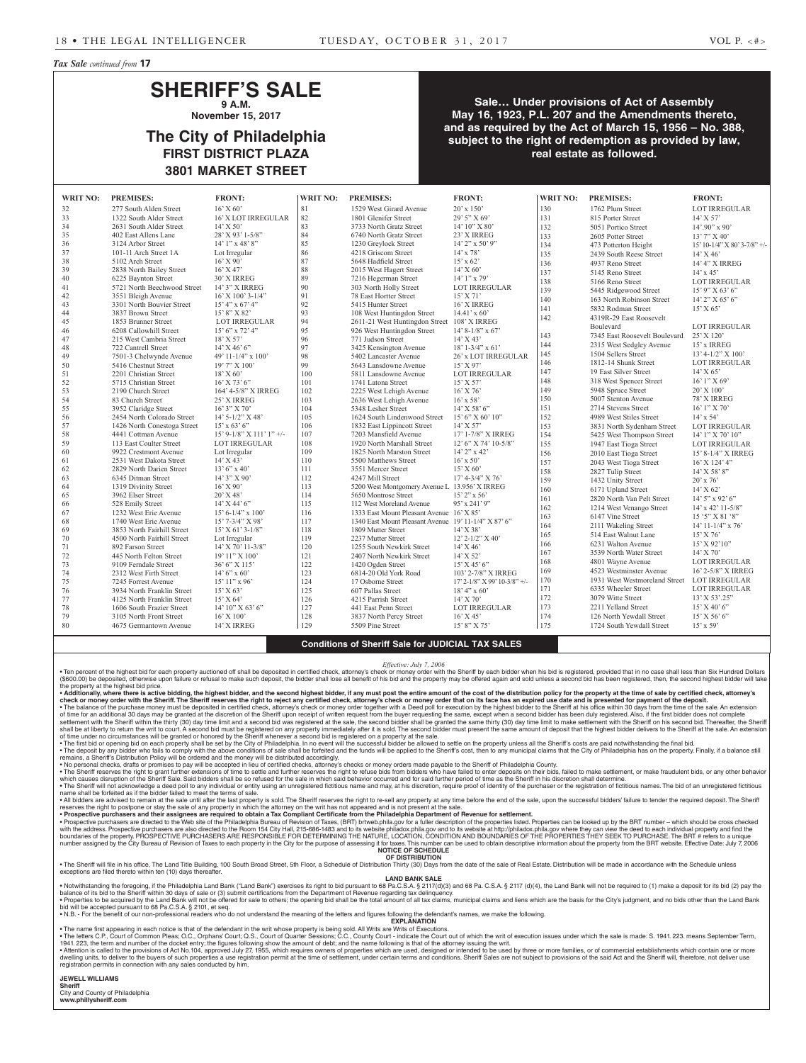*Tax Sale continued from* **17**

# SHERIFF'S SALE

**9 A.M.**

**November 15, 2017**

## The City of Philadelphia

**FIRST DISTRICT PLAZA**

**3801 MARKET STREET**

**Sale… Under provisions of Act of Assembly May 16, 1923, P.L. 207 and the Amendments thereto, and as required by the Act of March 15, 1956 – No. 388, subject to the right of redemption as provided by law, real estate as followed.**

| WRIT NO: | PREMISES: | FRONT: |
|---|---|---|
| 32 | 277 South Alden Street | 16' X 60' |
| 33 | 1322 South Alder Street | 16' X LOT IRREGULAR |
| 34 | 2631 South Alder Street | 14' X 50' |
| 35 | 402 East Allens Lane | 28' X 93' 1-5/8" |
| 36 | 3124 Arbor Street | 14' 1" x 48' 8" |
| 37 | 101-11 Arch Street 1A | Lot Irregular |
| 38 | 5102 Arch Street | 16' X 90' |
| 39 | 2838 North Bailey Street | 16' X 47' |
| 40 | 6225 Baynton Street | 30' X IRREG |
| 41 | 5721 North Beechwood Street | 14' 3" X IRREG |
| 42 | 3551 Bleigh Avenue | 16' X 100' 3-1/4" |
| 43 | 3301 North Bouvier Street | 15' 4" x 67' 4" |
| 44 | 3837 Brown Street | 15' 8" X 82' |
| 45 | 1853 Brunner Street | LOT IRREGULAR |
| 46 | 6208 Callowhill Street | 15' 6" x 72' 4" |
| 47 | 215 West Cambria Street | 18' X 57' |
| 48 | 722 Cantrell Street | 14' X 46' 6" |
| 49 | 7501-3 Chelwynde Avenue | 49' 11-1/4" x 100' |
| 50 | 5416 Chestnut Street | 19' 7" X 100' |
| 51 | 2201 Christian Street | 18' X 60' |
| 52 | 5715 Christian Street | 16' X 73' 6" |
| 53 | 2190 Church Street | 164' 4-5/8" X IRREG |
| 54 | 83 Church Street | 25' X IRREG |
| 55 | 3952 Claridge Street | 16' 3" X 70' |
| 56 | 2454 North Colorado Street | 14' 5-1/2" X 48' |
| 57 | 1426 North Conestoga Street | 15' x 63' 6" |
| 58 | 4441 Cottman Avenue | 15' 9-1/8" X 111' 1" +/- |
| 59 | 113 East Coulter Street | LOT IRREGULAR |
| 60 | 9922 Crestmont Avenue | Lot Irregular |
| 61 | 2531 West Dakota Street | 14' X 43' |
| 62 | 2829 North Darien Street | 13' 6" x 40' |
| 63 | 6345 Ditman Street | 14' 3" X 90' |
| 64 | 1319 Divinity Street | 16' X 90' |
| 65 | 3962 Elser Street | 20' X 48' |
| 66 | 528 Emily Street | 14' X 44' 6" |
| 67 | 1232 West Erie Avenue | 15' 6-1/4" x 100' |
| 68 | 1740 West Erie Avenue | 15' 7-3/4" X 98' |
| 69 | 3853 North Fairhill Street | 15' X 61' 3-1/8" |
| 70 | 4500 North Fairhill Street | Lot Irregular |
| 71 | 892 Farson Street | 14' X 70' 11-3/8" |
| 72 | 445 North Felton Street | 19' 11" X 100' |
| 73 | 9109 Ferndale Street | 36' 6" X 115' |
| 74 | 2312 West Firth Street | 14' 6" x 60' |
| 75 | 7245 Forrest Avenue | 15' 11" x 96' |
| 76 | 3934 North Franklin Street | 15' X 63' |
| 77 | 4125 North Franklin Street | 15' X 64' |
| 78 | 1606 South Frazier Street | 14' 10" X 63' 6" |
| 79 | 3105 North Front Street | 16' X 100' |
| 80 | 4675 Germantown Avenue | 14' X IRREG |
| 81 | 1529 West Girard Avenue | 20' x 150' |
| 82 | 1801 Glenifer Street | 29' 5" X 69' |
| 83 | 3733 North Gratz Street | 14' 10" X 80' |
| 84 | 6740 North Gratz Street | 23' X IRREG |
| 85 | 1230 Greylock Street | 14' 2" x 50' 9" |
| 86 | 4218 Griscom Street | 14' x 78' |
| 87 | 5648 Hadfield Street | 15' x 62' |
| 88 | 2015 West Hagert Street | 14' X 60' |
| 89 | 7216 Hegerman Street | 14' 1" x 79' |
| 90 | 303 North Holly Street | LOT IRREGULAR |
| 91 | 78 East Hortter Street | 15' X 71' |
| 92 | 5415 Hunter Street | 16' X IRREG |
| 93 | 108 West Huntingdon Street | 14.41' x 60' |
| 94 | 2611-21 West Huntingdon Street | 108' X IRREG |
| 95 | 926 West Huntingdon Street | 14' 8-1/8" x 67' |
| 96 | 771 Judson Street | 14' X 43' |
| 97 | 3425 Kensington Avenue | 18' 1-3/4" x 61' |
| 98 | 5402 Lancaster Avenue | 26' x LOT IRREGULAR |
| 99 | 5643 Lansdowne Avenue | 15' X 97' |
| 100 | 5811 Lansdowne Avenue | LOT IRREGULAR |
| 101 | 1741 Latona Street | 15' X 57' |
| 102 | 2225 West Lehigh Avenue | 16' X 76' |
| 103 | 2636 West Lehigh Avenue | 16' x 58' |
| 104 | 5348 Lesher Street | 14' X 58' 6" |
| 105 | 1624 South Lindenwood Street | 15' 6" X 60' 10" |
| 106 | 1832 East Lippincott Street | 14' X 57' |
| 107 | 7203 Mansfield Avenue | 17' 1-7/8" X IRREG |
| 108 | 1920 North Marshall Street | 12' 6" X 74' 10-5/8" |
| 109 | 1825 North Marston Street | 14' 2" x 42' |
| 110 | 5500 Matthews Street | 16' x 50' |
| 111 | 3551 Mercer Street | 15' X 60' |
| 112 | 4247 Mill Street | 17' 4-3/4" X 76' |
| 113 | 5200 West Montgomery Avenue L | 13.956' X IRREG |
| 114 | 5650 Montrose Street | 15' 2" x 56' |
| 115 | 112 West Moreland Avenue | 95' x 241' 9" |
| 116 | 1333 East Mount Pleasant Avenue | 16' X 85' |
| 117 | 1340 East Mount Pleasant Avenue | 19' 11-1/4" X 87' 6" |
| 118 | 1809 Mutter Street | 14' X 38' |
| 119 | 2237 Mutter Street | 12' 2-1/2" X 40' |
| 120 | 1255 South Newkirk Street | 14' X 46' |
| 121 | 2407 North Newkirk Street | 14' X 52' |
| 122 | 1420 Ogden Street | 15' X 45' 6" |
| 123 | 6814-20 Old York Road | 103' 2-7/8" X IRREG |
| 124 | 17 Osborne Street | 17' 2-1/8" X 99' 10-3/8" +/- |
| 125 | 607 Pallas Street | 18' 4" x 60' |
| 126 | 4215 Parrish Street | 14' X 70' |
| 127 | 441 East Penn Street | LOT IRREGULAR |
| 128 | 3837 North Percy Street | 16' X 45' |
| 129 | 5509 Pine Street | 15' 8" X 75' |
| 130 | 1762 Plum Street | LOT IRREGULAR |
| 131 | 815 Porter Street | 14' X 57' |
| 132 | 5051 Portico Street | 14'.90" x 90' |
| 133 | 2605 Potter Street | 13' 7" X 40' |
| 134 | 473 Potterton Height | 15' 10-1/4" X 80' 3-7/8" +/- |
| 135 | 2439 South Reese Street | 14' X 46' |
| 136 | 4937 Reno Street | 14' 4" X IRREG |
| 137 | 5145 Reno Street | 14' x 45' |
| 138 | 5166 Reno Street | LOT IRREGULAR |
| 139 | 5445 Ridgewood Street | 15' 9" X 63' 6" |
| 140 | 163 North Robinson Street | 14' 2" X 65' 6" |
| 141 | 5832 Rodman Street | 15' X 65' |
| 142 | 4319R-29 East Roosevelt Boulevard | LOT IRREGULAR |
| 143 | 7345 East Roosevelt Boulevard | 25' X 120' |
| 144 | 2315 West Sedgley Avenue | 15' x IRREG |
| 145 | 1504 Sellers Street | 13' 4-1/2" X 100' |
| 146 | 1812-14 Shunk Street | LOT IRREGULAR |
| 147 | 19 East Silver Street | 14' X 65' |
| 148 | 318 West Spencer Street | 16' 1" X 69' |
| 149 | 5948 Spruce Street | 20' X 100' |
| 150 | 5007 Stenton Avenue | 78' X IRREG |
| 151 | 2714 Stevens Street | 16' 1" X 70' |
| 152 | 4989 West Stiles Street | 14' x 54' |
| 153 | 3831 North Sydenham Street | LOT IRREGULAR |
| 154 | 5425 West Thompson Street | 14' 1" X 70' 10" |
| 155 | 1947 East Tioga Street | LOT IRREGULAR |
| 156 | 2010 East Tioga Street | 15' 8-1/4" X IRREG |
| 157 | 2043 West Tioga Street | 16' X 124' 4" |
| 158 | 2827 Tulip Street | 14' X 58' 8" |
| 159 | 1432 Unity Street | 20' x 76' |
| 160 | 6171 Upland Street | 14' X 62' |
| 161 | 2820 North Van Pelt Street | 14' 5" x 92' 6" |
| 162 | 1214 West Venango Street | 14' x 42' 11-5/8" |
| 163 | 6147 Vine Street | 15 '5" X 81 '8" |
| 164 | 2111 Wakeling Street | 14' 11-1/4" x 76' |
| 165 | 514 East Walnut Lane | 15' X 76' |
| 166 | 6231 Walton Avenue | 15' X 92'10" |
| 167 | 3539 North Water Street | 14' X 70' |
| 168 | 4801 Wayne Avenue | LOT IRREGULAR |
| 169 | 4523 Westminster Avenue | 16' 2-5/8" X IRREG |
| 170 | 1931 West Westmoreland Street | LOT IRREGULAR |
| 171 | 6335 Wheeler Street | LOT IRREGULAR |
| 172 | 3079 Witte Street | 13' X 53'.25" |
| 173 | 2211 Yelland Street | 15' X 40' 6" |
| 174 | 126 North Yewdall Street | 15' X 56' 6" |
| 175 | 1724 South Yewdall Street | 15' x 59' |

### Conditions of Sheriff Sale for JUDICIAL TAX SALES

*Effective: July 7, 2006*

• Ten percent of the highest bid for each property auctioned off shall be deposited in certified check, attorney's check or money order with the Sheriff by each bidder when his bid is registered, provided that in no case shall less than Six Hundred Dollars ($600.00) be deposited, otherwise upon failure or refusal to make such deposit, the bidder shall lose all benefit of his bid and the property may be offered again and sold unless a second bid has been registered, then, the second highest bidder will take the property at the highest bid price.

**• Additionally, where there is active bidding, the highest bidder, and the second highest bidder, if any must post the entire amount of the cost of the distribution policy for the property at the time of sale by certified check, attorney's check or money order with the Sheriff. The Sheriff reserves the right to reject any certified check, attorney's check or money order that on its face has an expired use date and is presented for payment of the deposit.**

• The balance of the purchase money must be deposited in certified check, attorney's check or money order together with a Deed poll for execution by the highest bidder to the Sheriff at his office within 30 days from the time of the sale. An extension of time for an additional 30 days may be granted at the discretion of the Sheriff upon receipt of written request from the buyer requesting the same, except when a second bidder has been duly registered. Also, if the first bidder does not complete settlement with the Sheriff within the thirty (30) day time limit and a second bid was registered at the sale, the second bidder shall be granted the same thirty (30) day time limit to make settlement with the Sheriff on his second bid. Thereafter, the Sheriff shall be at liberty to return the writ to court. A second bid must be registered on any property immediately after it is sold. The second bidder must present the same amount of deposit that the highest bidder delivers to the Sheriff at the sale. An extension of time under no circumstances will be granted or honored by the Sheriff whenever a second bid is registered on a property at the sale.

• The first bid or opening bid on each property shall be set by the City of Philadelphia. In no event will the successful bidder be allowed to settle on the property unless all the Sheriff's costs are paid notwithstanding the final bid.

• The deposit by any bidder who fails to comply with the above conditions of sale shall be forfeited and the funds will be applied to the Sheriff's cost, then to any municipal claims that the City of Philadelphia has on the property. Finally, if a balance still remains, a Sheriff's Distribution Policy will be ordered and the money will be distributed accordingly.

• No personal checks, drafts or promises to pay will be accepted in lieu of certified checks, attorney's checks or money orders made payable to the Sheriff of Philadelphia County.

• The Sheriff reserves the right to grant further extensions of time to settle and further reserves the right to refuse bids from bidders who have failed to enter deposits on their bids, failed to make settlement, or make fraudulent bids, or any other behavior which causes disruption of the Sheriff Sale. Said bidders shall be so refused for the sale in which said behavior occurred and for said further period of time as the Sheriff in his discretion shall determine.

• The Sheriff will not acknowledge a deed poll to any individual or entity using an unregistered fictitious name and may, at his discretion, require proof of identity of the purchaser or the registration of fictitious names. The bid of an unregistered fictitious name shall be forfeited as if the bidder failed to meet the terms of sale.

• All bidders are advised to remain at the sale until after the last property is sold. The Sheriff reserves the right to re-sell any property at any time before the end of the sale, upon the successful bidders' failure to tender the required deposit. The Sheriff reserves the right to postpone or stay the sale of any property in which the attorney on the writ has not appeared and is not present at the sale.

**• Prospective purchasers and their assignees are required to obtain a Tax Compliant Certificate from the Philadelphia Department of Revenue for settlement.**

• Prospective purchasers are directed to the Web site of the Philadelphia Bureau of Revision of Taxes, (BRT) brtweb.phila.gov for a fuller description of the properties listed. Properties can be looked up by the BRT number – which should be cross checked with the address. Prospective purchasers are also directed to the Room 154 City Hall, 215-686-1483 and to its website philadox.phila.gov and to its website at http://philadox.phila.gov where they can view the deed to each individual property and find the boundaries of the property. PROSPECTIVE PURCHASERS ARE RESPONSIBLE FOR DETERMINING THE NATURE, LOCATION, CONDITION AND BOUNDARIES OF THE PROPERTIES THEY SEEK TO PURCHASE. The BRT # refers to a unique number assigned by the City Bureau of Revision of Taxes to each property in the City for the purpose of assessing it for taxes. This number can be used to obtain descriptive information about the property from the BRT website. Effective Date: July 7, 2006

**NOTICE OF SCHEDULE OF DISTRIBUTION**

• The Sheriff will file in his office, The Land Title Building, 100 South Broad Street, 5th Floor, a Schedule of Distribution Thirty (30) Days from the date of the sale of Real Estate. Distribution will be made in accordance with the Schedule unless exceptions are filed thereto within ten (10) days thereafter.

**LAND BANK SALE**

• Notwithstanding the foregoing, if the Philadelphia Land Bank ("Land Bank") exercises its right to bid pursuant to 68 Pa.C.S.A. § 2117(d)(3) and 68 Pa. C.S.A. § 2117 (d)(4), the Land Bank will not be required to (1) make a deposit for its bid (2) pay the balance of its bid to the Sheriff within 30 days of sale or (3) submit certifications from the Department of Revenue regarding tax delinquency.

• Properties to be acquired by the Land Bank will not be offered for sale to others; the opening bid shall be the total amount of all tax claims, municipal claims and liens which are the basis for the City's judgment, and no bids other than the Land Bank bid will be accepted pursuant to 68 Pa.C.S.A. § 2101, et seq.

• N.B. - For the benefit of our non-professional readers who do not understand the meaning of the letters and figures following the defendant's names, we make the following.

**EXPLANATION**

• The name first appearing in each notice is that of the defendant in the writ whose property is being sold. All Writs are Writs of Executions.

• The letters C.P., Court of Common Pleas; O.C., Orphans' Court; Q.S., Court of Quarter Sessions; C.C., County Court - indicate the Court out of which the writ of execution issues under which the sale is made: S. 1941. 223. means September Term, 1941. 223, the term and number of the docket entry; the figures following show the amount of debt; and the name following is that of the attorney issuing the writ.

• Attention is called to the provisions of Act No.104, approved July 27, 1955, which requires owners of properties which are used, designed or intended to be used by three or more families, or of commercial establishments which contain one or more dwelling units, to deliver to the purchasers of such properties a use registration permit at the time of settlement, under certain terms and conditions. Sheriff Sales are not subject to provisions of the said Act and the Sheriff will, therefore, not deliver use registration permits in connection with any sales conducted by him.

**JEWELL WILLIAMS**
**Sheriff**
City and County of Philadelphia
**www.phillysheriff.com**